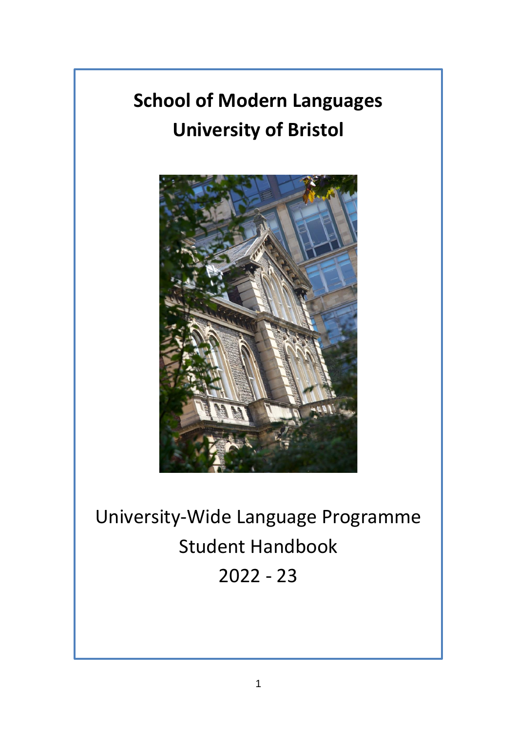# School of Modern Languages
# University of Bristol

University-Wide Language Programme

Student Handbook

2022 - 23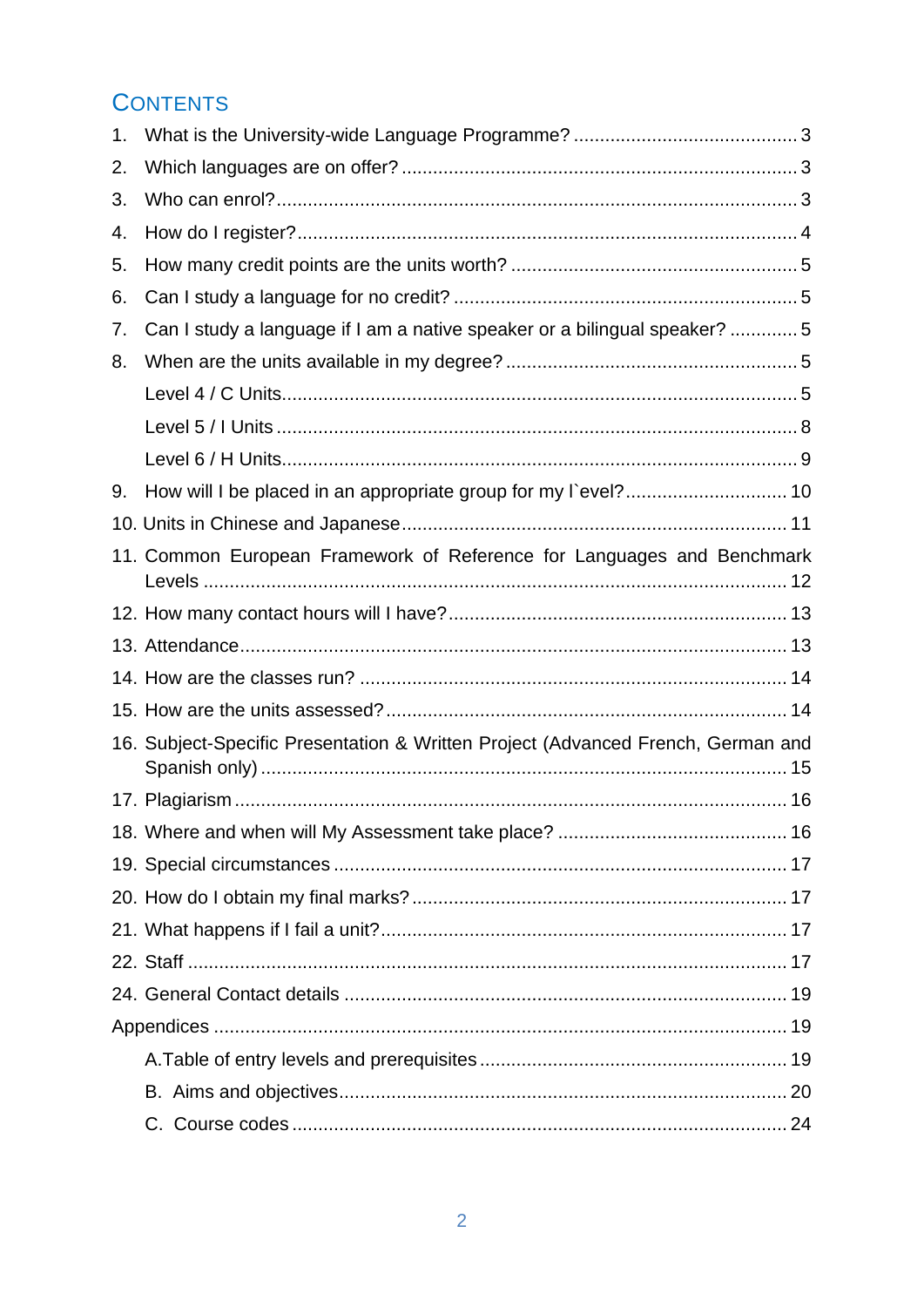# Contents

1. What is the University-wide Language Programme? .......... 3
2. Which languages are on offer? .......... 3
3. Who can enrol? .......... 3
4. How do I register? .......... 4
5. How many credit points are the units worth? .......... 5
6. Can I study a language for no credit? .......... 5
7. Can I study a language if I am a native speaker or a bilingual speaker? .......... 5
8. When are the units available in my degree? .......... 5
   - Level 4 / C Units .......... 5
   - Level 5 / I Units .......... 8
   - Level 6 / H Units .......... 9
9. How will I be placed in an appropriate group for my l`evel? .......... 10
10. Units in Chinese and Japanese .......... 11
11. Common European Framework of Reference for Languages and Benchmark Levels .......... 12
12. How many contact hours will I have? .......... 13
13. Attendance .......... 13
14. How are the classes run? .......... 14
15. How are the units assessed? .......... 14
16. Subject-Specific Presentation & Written Project (Advanced French, German and Spanish only) .......... 15
17. Plagiarism .......... 16
18. Where and when will My Assessment take place? .......... 16
19. Special circumstances .......... 17
20. How do I obtain my final marks? .......... 17
21. What happens if I fail a unit? .......... 17
22. Staff .......... 17
24. General Contact details .......... 19

Appendices .......... 19

- A. Table of entry levels and prerequisites .......... 19
- B. Aims and objectives .......... 20
- C. Course codes .......... 24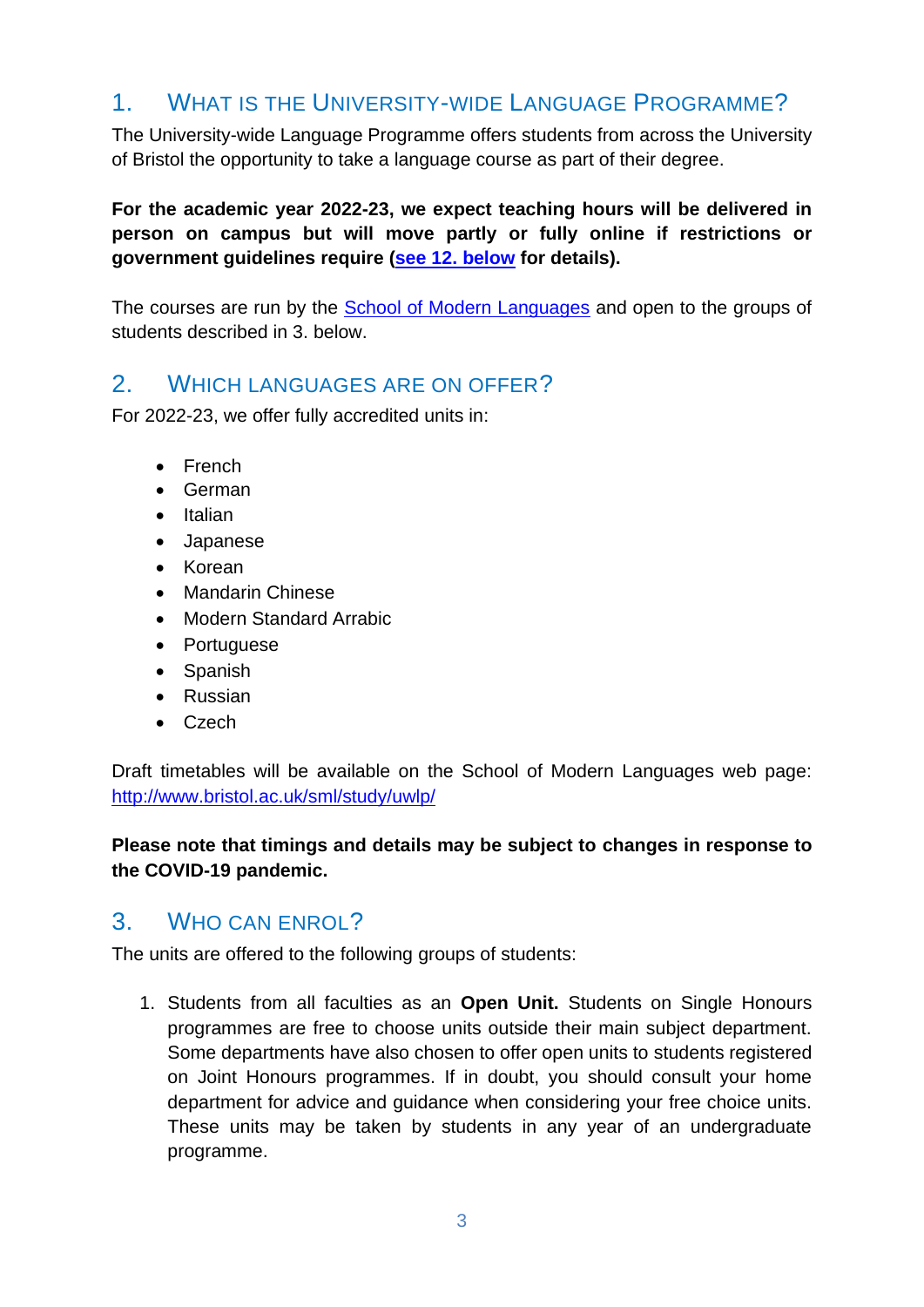## 1. What is the University-wide Language Programme?

The University-wide Language Programme offers students from across the University of Bristol the opportunity to take a language course as part of their degree.

**For the academic year 2022-23, we expect teaching hours will be delivered in person on campus but will move partly or fully online if restrictions or government guidelines require (see 12. below for details).**

The courses are run by the School of Modern Languages and open to the groups of students described in 3. below.

## 2. Which languages are on offer?

For 2022-23, we offer fully accredited units in:

- French
- German
- Italian
- Japanese
- Korean
- Mandarin Chinese
- Modern Standard Arrabic
- Portuguese
- Spanish
- Russian
- Czech

Draft timetables will be available on the School of Modern Languages web page: http://www.bristol.ac.uk/sml/study/uwlp/

**Please note that timings and details may be subject to changes in response to the COVID-19 pandemic.**

## 3. Who can enrol?

The units are offered to the following groups of students:

1. Students from all faculties as an **Open Unit.** Students on Single Honours programmes are free to choose units outside their main subject department. Some departments have also chosen to offer open units to students registered on Joint Honours programmes. If in doubt, you should consult your home department for advice and guidance when considering your free choice units. These units may be taken by students in any year of an undergraduate programme.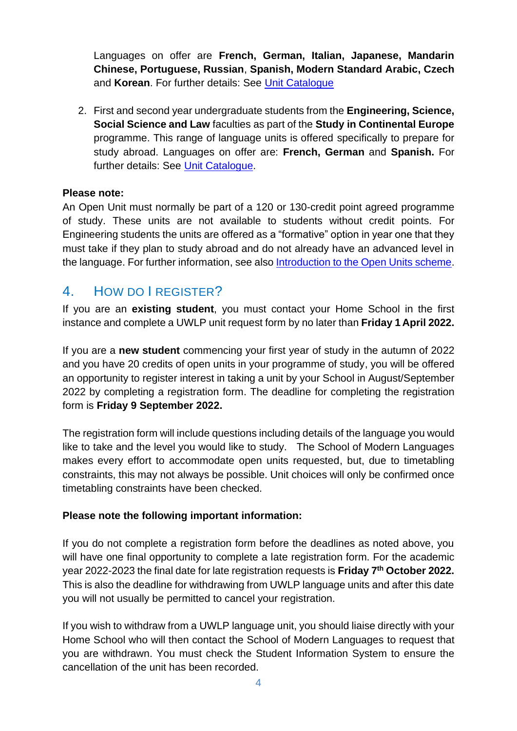Languages on offer are **French, German, Italian, Japanese, Mandarin Chinese, Portuguese, Russian**, **Spanish, Modern Standard Arabic, Czech** and **Korean**. For further details: See Unit Catalogue

2. First and second year undergraduate students from the **Engineering, Science, Social Science and Law** faculties as part of the **Study in Continental Europe** programme. This range of language units is offered specifically to prepare for study abroad. Languages on offer are: **French, German** and **Spanish.** For further details: See Unit Catalogue.

**Please note:**
An Open Unit must normally be part of a 120 or 130-credit point agreed programme of study. These units are not available to students without credit points. For Engineering students the units are offered as a "formative" option in year one that they must take if they plan to study abroad and do not already have an advanced level in the language. For further information, see also Introduction to the Open Units scheme.

## 4. How do I register?

If you are an **existing student**, you must contact your Home School in the first instance and complete a UWLP unit request form by no later than **Friday 1 April 2022.**

If you are a **new student** commencing your first year of study in the autumn of 2022 and you have 20 credits of open units in your programme of study, you will be offered an opportunity to register interest in taking a unit by your School in August/September 2022 by completing a registration form. The deadline for completing the registration form is **Friday 9 September 2022.**

The registration form will include questions including details of the language you would like to take and the level you would like to study. The School of Modern Languages makes every effort to accommodate open units requested, but, due to timetabling constraints, this may not always be possible. Unit choices will only be confirmed once timetabling constraints have been checked.

**Please note the following important information:**

If you do not complete a registration form before the deadlines as noted above, you will have one final opportunity to complete a late registration form. For the academic year 2022-2023 the final date for late registration requests is **Friday 7th October 2022.** This is also the deadline for withdrawing from UWLP language units and after this date you will not usually be permitted to cancel your registration.

If you wish to withdraw from a UWLP language unit, you should liaise directly with your Home School who will then contact the School of Modern Languages to request that you are withdrawn. You must check the Student Information System to ensure the cancellation of the unit has been recorded.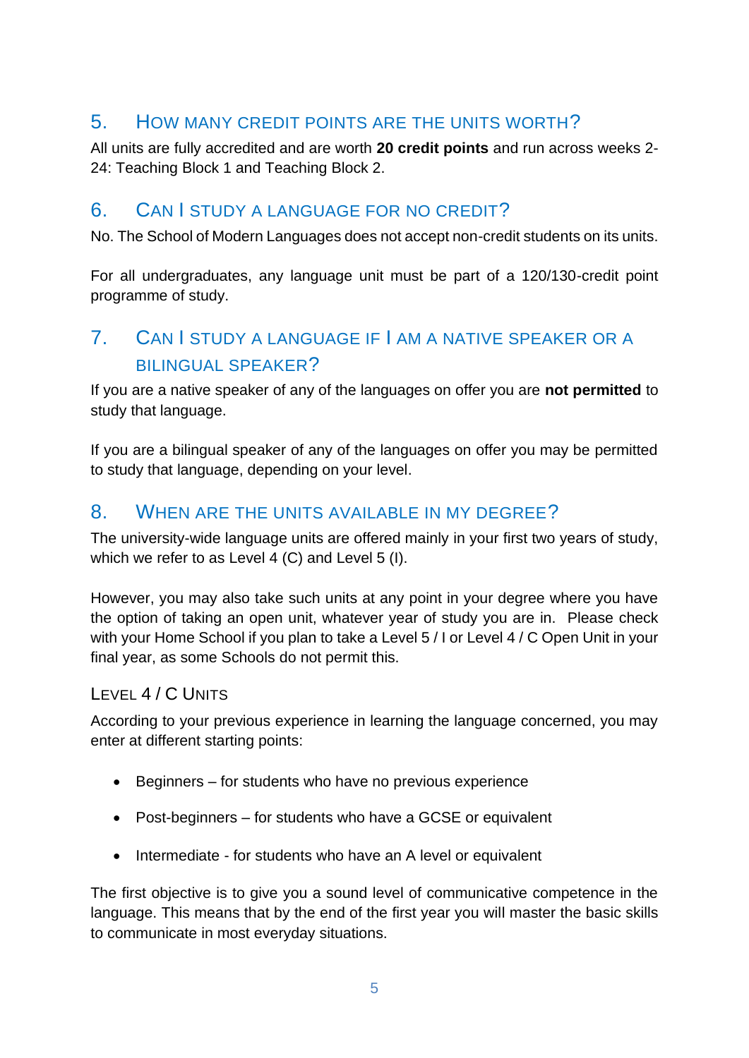## 5. How many credit points are the units worth?

All units are fully accredited and are worth **20 credit points** and run across weeks 2-24: Teaching Block 1 and Teaching Block 2.

## 6. Can I study a language for no credit?

No. The School of Modern Languages does not accept non-credit students on its units.

For all undergraduates, any language unit must be part of a 120/130-credit point programme of study.

## 7. Can I study a language if I am a native speaker or a bilingual speaker?

If you are a native speaker of any of the languages on offer you are **not permitted** to study that language.

If you are a bilingual speaker of any of the languages on offer you may be permitted to study that language, depending on your level.

## 8. When are the units available in my degree?

The university-wide language units are offered mainly in your first two years of study, which we refer to as Level 4 (C) and Level 5 (I).

However, you may also take such units at any point in your degree where you have the option of taking an open unit, whatever year of study you are in. Please check with your Home School if you plan to take a Level 5 / I or Level 4 / C Open Unit in your final year, as some Schools do not permit this.

### Level 4 / C Units

According to your previous experience in learning the language concerned, you may enter at different starting points:

- Beginners – for students who have no previous experience
- Post-beginners – for students who have a GCSE or equivalent
- Intermediate - for students who have an A level or equivalent

The first objective is to give you a sound level of communicative competence in the language. This means that by the end of the first year you will master the basic skills to communicate in most everyday situations.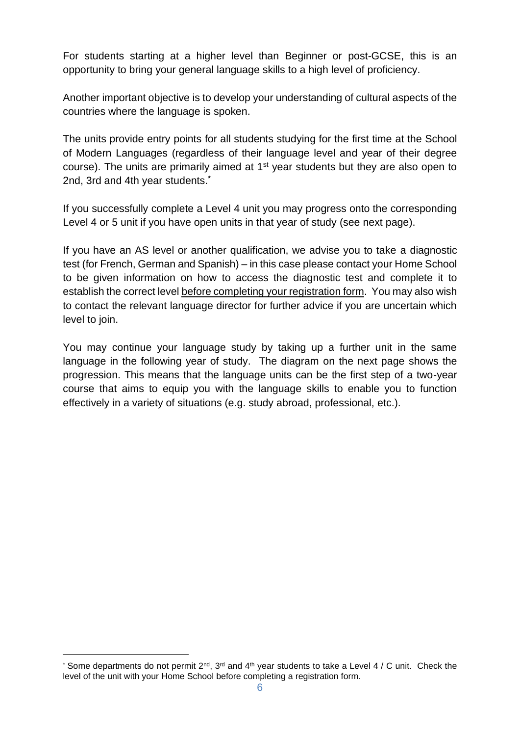For students starting at a higher level than Beginner or post-GCSE, this is an opportunity to bring your general language skills to a high level of proficiency.

Another important objective is to develop your understanding of cultural aspects of the countries where the language is spoken.

The units provide entry points for all students studying for the first time at the School of Modern Languages (regardless of their language level and year of their degree course). The units are primarily aimed at 1st year students but they are also open to 2nd, 3rd and 4th year students.*

If you successfully complete a Level 4 unit you may progress onto the corresponding Level 4 or 5 unit if you have open units in that year of study (see next page).

If you have an AS level or another qualification, we advise you to take a diagnostic test (for French, German and Spanish) – in this case please contact your Home School to be given information on how to access the diagnostic test and complete it to establish the correct level <u>before completing your registration form</u>. You may also wish to contact the relevant language director for further advice if you are uncertain which level to join.

You may continue your language study by taking up a further unit in the same language in the following year of study. The diagram on the next page shows the progression. This means that the language units can be the first step of a two-year course that aims to equip you with the language skills to enable you to function effectively in a variety of situations (e.g. study abroad, professional, etc.).

---

* Some departments do not permit 2nd, 3rd and 4th year students to take a Level 4 / C unit. Check the level of the unit with your Home School before completing a registration form.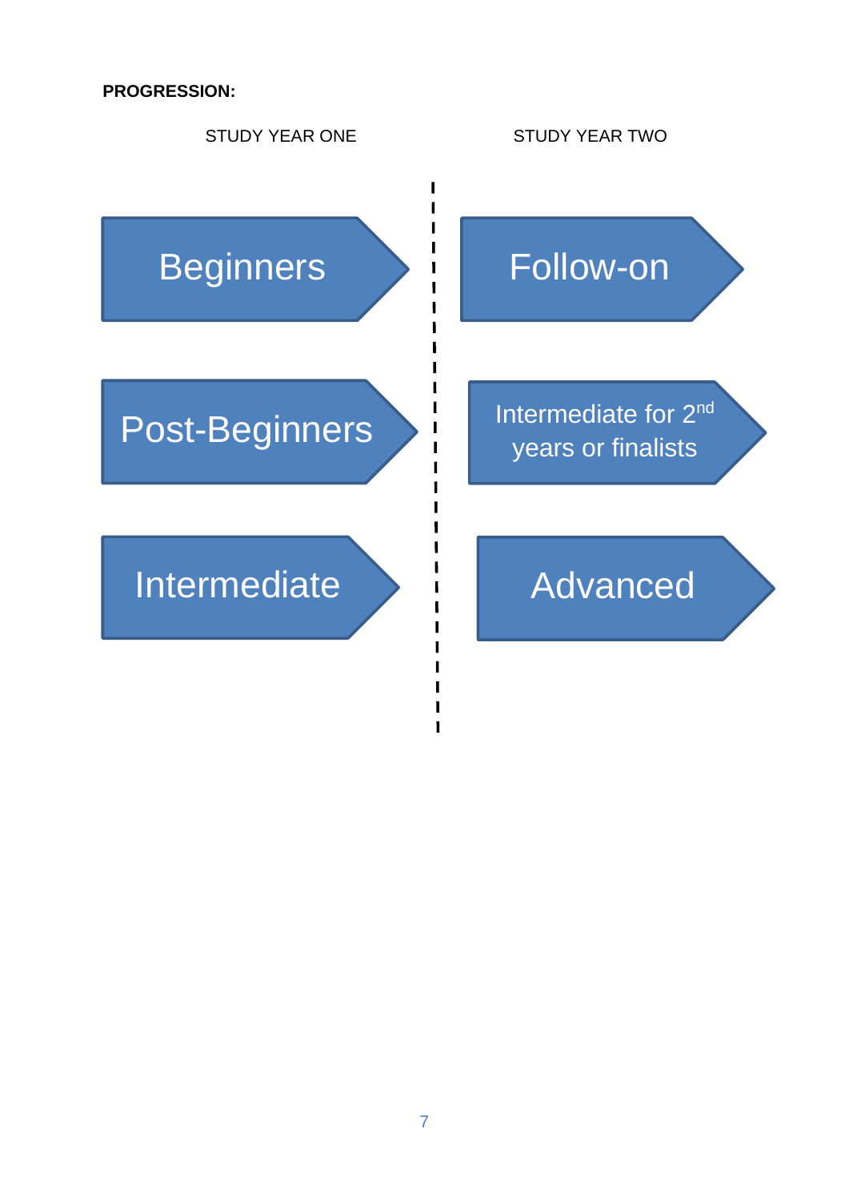**PROGRESSION:**

| STUDY YEAR ONE | STUDY YEAR TWO |
| --- | --- |
| Beginners | Follow-on |
| Post-Beginners | Intermediate for 2nd years or finalists |
| Intermediate | Advanced |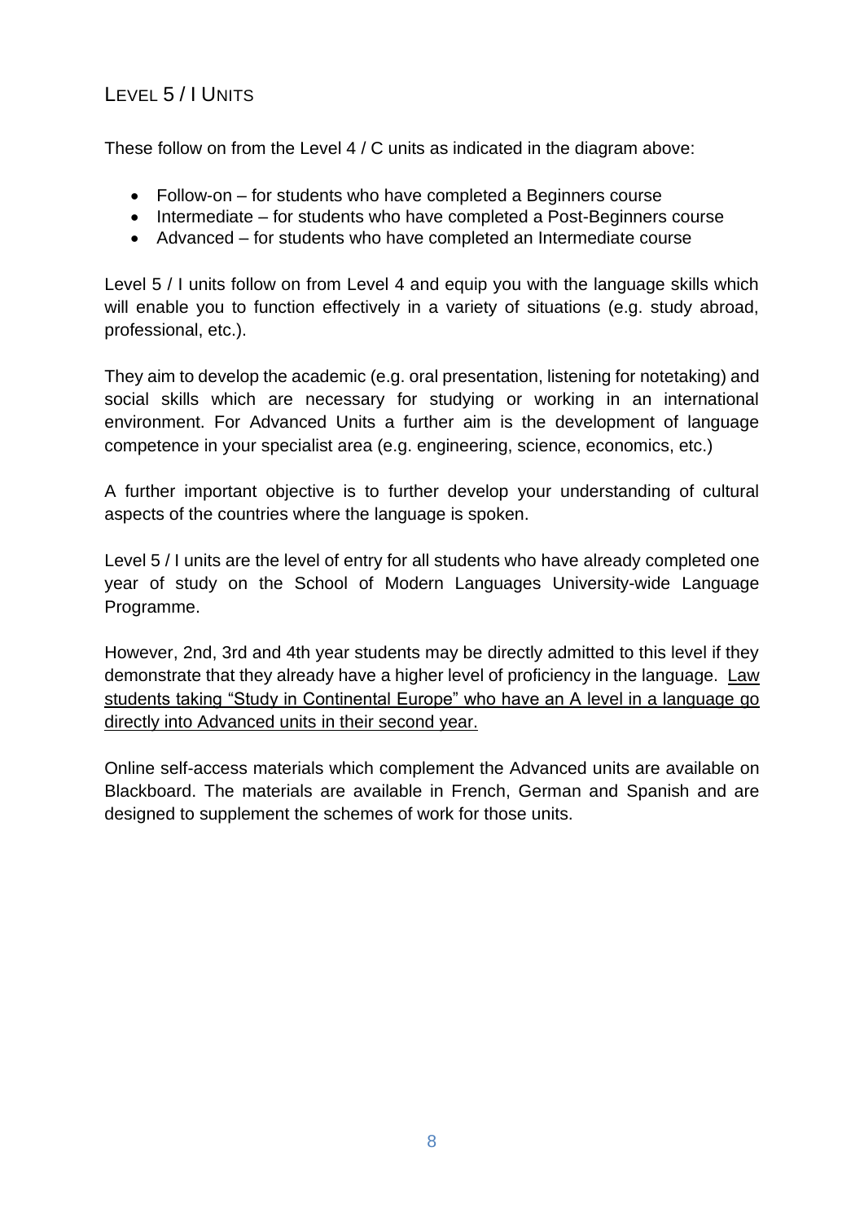## Level 5 / I Units

These follow on from the Level 4 / C units as indicated in the diagram above:

- Follow-on – for students who have completed a Beginners course
- Intermediate – for students who have completed a Post-Beginners course
- Advanced – for students who have completed an Intermediate course

Level 5 / I units follow on from Level 4 and equip you with the language skills which will enable you to function effectively in a variety of situations (e.g. study abroad, professional, etc.).

They aim to develop the academic (e.g. oral presentation, listening for notetaking) and social skills which are necessary for studying or working in an international environment. For Advanced Units a further aim is the development of language competence in your specialist area (e.g. engineering, science, economics, etc.)

A further important objective is to further develop your understanding of cultural aspects of the countries where the language is spoken.

Level 5 / I units are the level of entry for all students who have already completed one year of study on the School of Modern Languages University-wide Language Programme.

However, 2nd, 3rd and 4th year students may be directly admitted to this level if they demonstrate that they already have a higher level of proficiency in the language. <u>Law students taking "Study in Continental Europe" who have an A level in a language go directly into Advanced units in their second year.</u>

Online self-access materials which complement the Advanced units are available on Blackboard. The materials are available in French, German and Spanish and are designed to supplement the schemes of work for those units.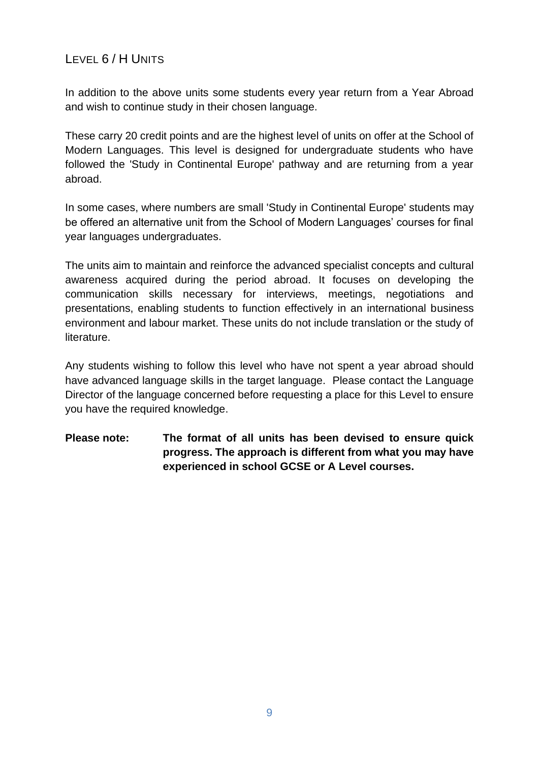## Level 6 / H Units

In addition to the above units some students every year return from a Year Abroad and wish to continue study in their chosen language.

These carry 20 credit points and are the highest level of units on offer at the School of Modern Languages. This level is designed for undergraduate students who have followed the 'Study in Continental Europe' pathway and are returning from a year abroad.

In some cases, where numbers are small 'Study in Continental Europe' students may be offered an alternative unit from the School of Modern Languages' courses for final year languages undergraduates.

The units aim to maintain and reinforce the advanced specialist concepts and cultural awareness acquired during the period abroad. It focuses on developing the communication skills necessary for interviews, meetings, negotiations and presentations, enabling students to function effectively in an international business environment and labour market. These units do not include translation or the study of literature.

Any students wishing to follow this level who have not spent a year abroad should have advanced language skills in the target language. Please contact the Language Director of the language concerned before requesting a place for this Level to ensure you have the required knowledge.

**Please note:** **The format of all units has been devised to ensure quick progress. The approach is different from what you may have experienced in school GCSE or A Level courses.**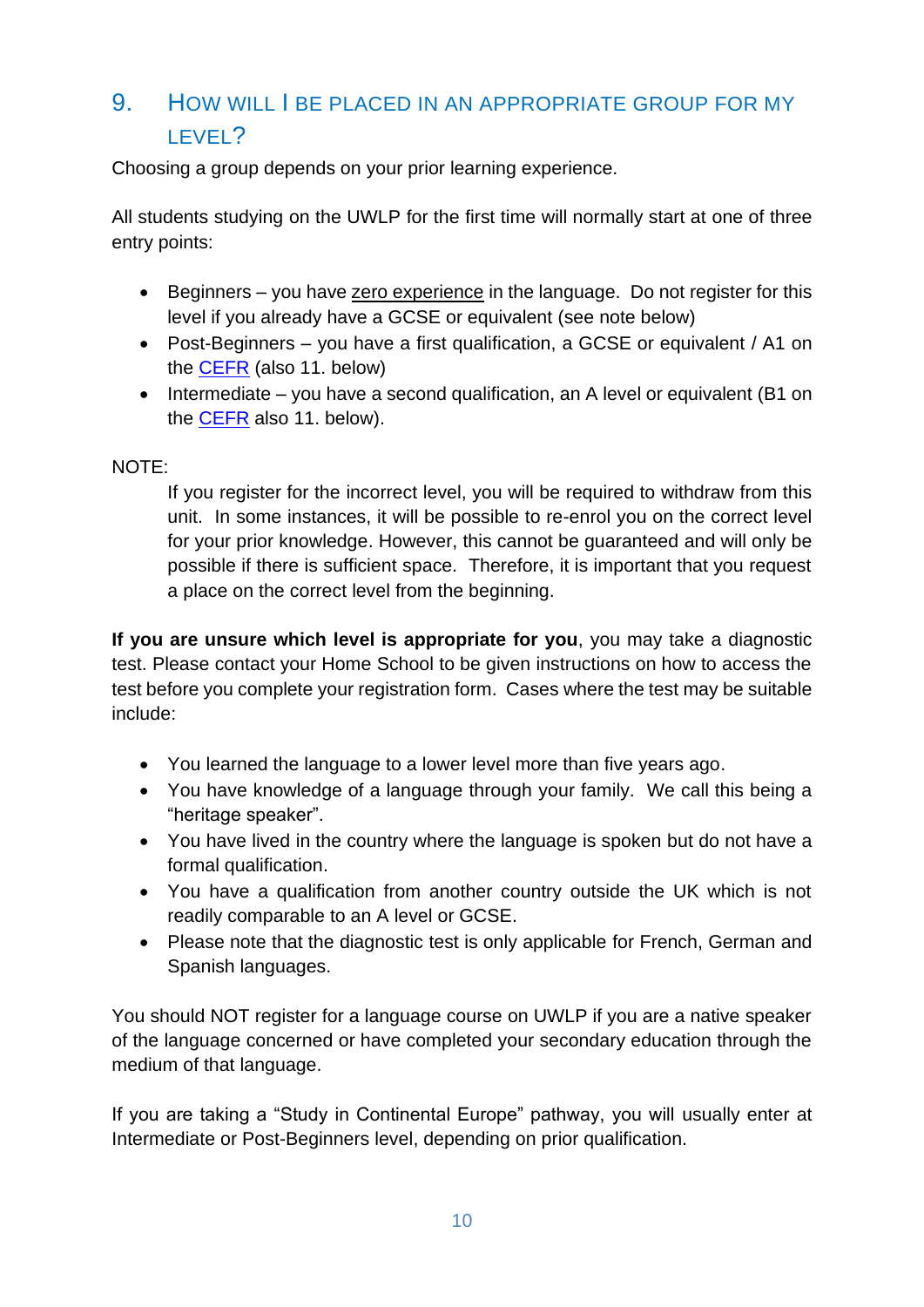## 9. How will I be placed in an appropriate group for my level?

Choosing a group depends on your prior learning experience.

All students studying on the UWLP for the first time will normally start at one of three entry points:

- Beginners – you have zero experience in the language. Do not register for this level if you already have a GCSE or equivalent (see note below)
- Post-Beginners – you have a first qualification, a GCSE or equivalent / A1 on the CEFR (also 11. below)
- Intermediate – you have a second qualification, an A level or equivalent (B1 on the CEFR also 11. below).

NOTE:

> If you register for the incorrect level, you will be required to withdraw from this unit. In some instances, it will be possible to re-enrol you on the correct level for your prior knowledge. However, this cannot be guaranteed and will only be possible if there is sufficient space. Therefore, it is important that you request a place on the correct level from the beginning.

**If you are unsure which level is appropriate for you**, you may take a diagnostic test. Please contact your Home School to be given instructions on how to access the test before you complete your registration form. Cases where the test may be suitable include:

- You learned the language to a lower level more than five years ago.
- You have knowledge of a language through your family. We call this being a "heritage speaker".
- You have lived in the country where the language is spoken but do not have a formal qualification.
- You have a qualification from another country outside the UK which is not readily comparable to an A level or GCSE.
- Please note that the diagnostic test is only applicable for French, German and Spanish languages.

You should NOT register for a language course on UWLP if you are a native speaker of the language concerned or have completed your secondary education through the medium of that language.

If you are taking a "Study in Continental Europe" pathway, you will usually enter at Intermediate or Post-Beginners level, depending on prior qualification.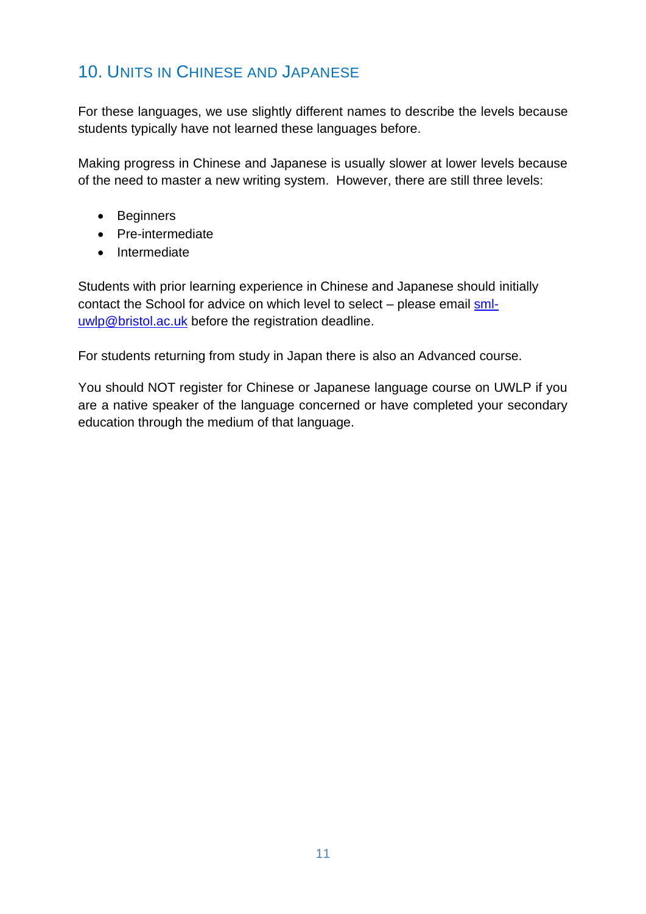## 10. Units in Chinese and Japanese

For these languages, we use slightly different names to describe the levels because students typically have not learned these languages before.

Making progress in Chinese and Japanese is usually slower at lower levels because of the need to master a new writing system. However, there are still three levels:

- Beginners
- Pre-intermediate
- Intermediate

Students with prior learning experience in Chinese and Japanese should initially contact the School for advice on which level to select – please email [sml-uwlp@bristol.ac.uk](mailto:sml-uwlp@bristol.ac.uk) before the registration deadline.

For students returning from study in Japan there is also an Advanced course.

You should NOT register for Chinese or Japanese language course on UWLP if you are a native speaker of the language concerned or have completed your secondary education through the medium of that language.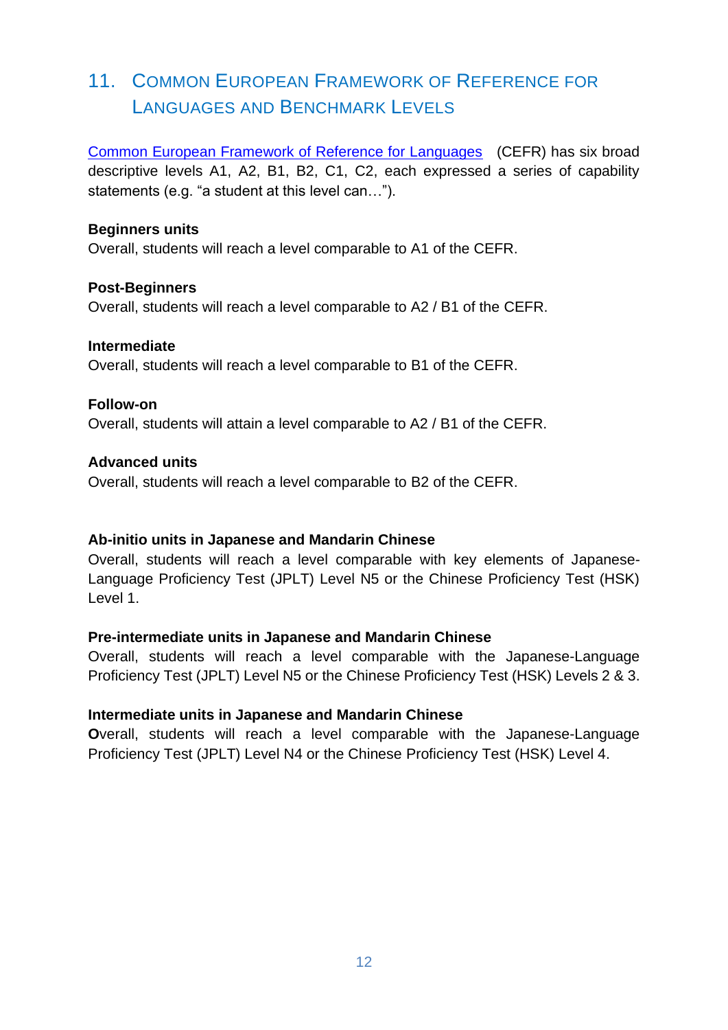## 11. Common European Framework of Reference for Languages and Benchmark Levels

[Common European Framework of Reference for Languages](#) (CEFR) has six broad descriptive levels A1, A2, B1, B2, C1, C2, each expressed a series of capability statements (e.g. “a student at this level can…”).

**Beginners units**
Overall, students will reach a level comparable to A1 of the CEFR.

**Post-Beginners**
Overall, students will reach a level comparable to A2 / B1 of the CEFR.

**Intermediate**
Overall, students will reach a level comparable to B1 of the CEFR.

**Follow-on**
Overall, students will attain a level comparable to A2 / B1 of the CEFR.

**Advanced units**
Overall, students will reach a level comparable to B2 of the CEFR.

**Ab-initio units in Japanese and Mandarin Chinese**
Overall, students will reach a level comparable with key elements of Japanese-Language Proficiency Test (JPLT) Level N5 or the Chinese Proficiency Test (HSK) Level 1.

**Pre-intermediate units in Japanese and Mandarin Chinese**
Overall, students will reach a level comparable with the Japanese-Language Proficiency Test (JPLT) Level N5 or the Chinese Proficiency Test (HSK) Levels 2 & 3.

**Intermediate units in Japanese and Mandarin Chinese**
**O**verall, students will reach a level comparable with the Japanese-Language Proficiency Test (JPLT) Level N4 or the Chinese Proficiency Test (HSK) Level 4.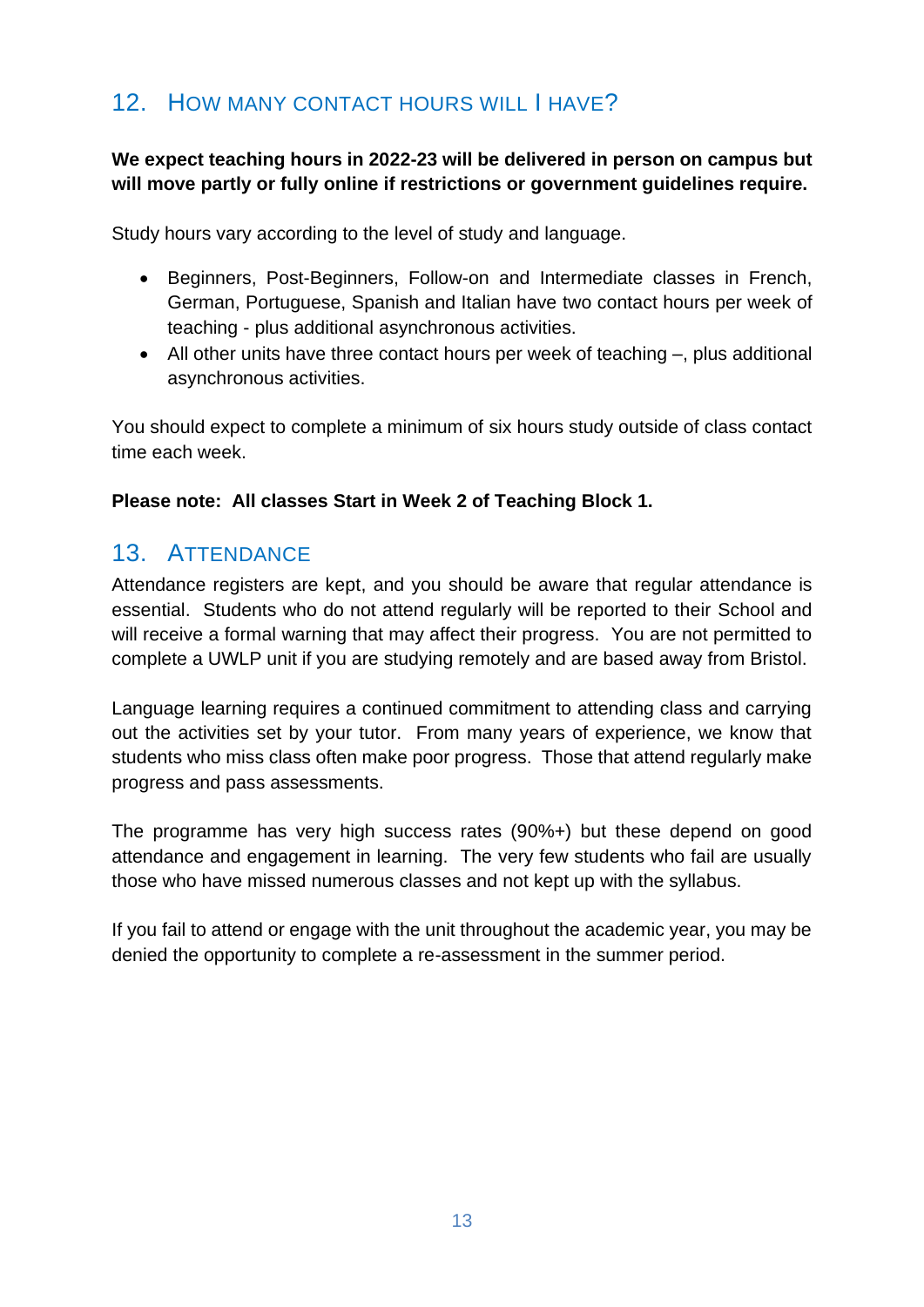## 12. How many contact hours will I have?

**We expect teaching hours in 2022-23 will be delivered in person on campus but will move partly or fully online if restrictions or government guidelines require.**

Study hours vary according to the level of study and language.

- Beginners, Post-Beginners, Follow-on and Intermediate classes in French, German, Portuguese, Spanish and Italian have two contact hours per week of teaching - plus additional asynchronous activities.
- All other units have three contact hours per week of teaching –, plus additional asynchronous activities.

You should expect to complete a minimum of six hours study outside of class contact time each week.

**Please note: All classes Start in Week 2 of Teaching Block 1.**

## 13. Attendance

Attendance registers are kept, and you should be aware that regular attendance is essential. Students who do not attend regularly will be reported to their School and will receive a formal warning that may affect their progress. You are not permitted to complete a UWLP unit if you are studying remotely and are based away from Bristol.

Language learning requires a continued commitment to attending class and carrying out the activities set by your tutor. From many years of experience, we know that students who miss class often make poor progress. Those that attend regularly make progress and pass assessments.

The programme has very high success rates (90%+) but these depend on good attendance and engagement in learning. The very few students who fail are usually those who have missed numerous classes and not kept up with the syllabus.

If you fail to attend or engage with the unit throughout the academic year, you may be denied the opportunity to complete a re-assessment in the summer period.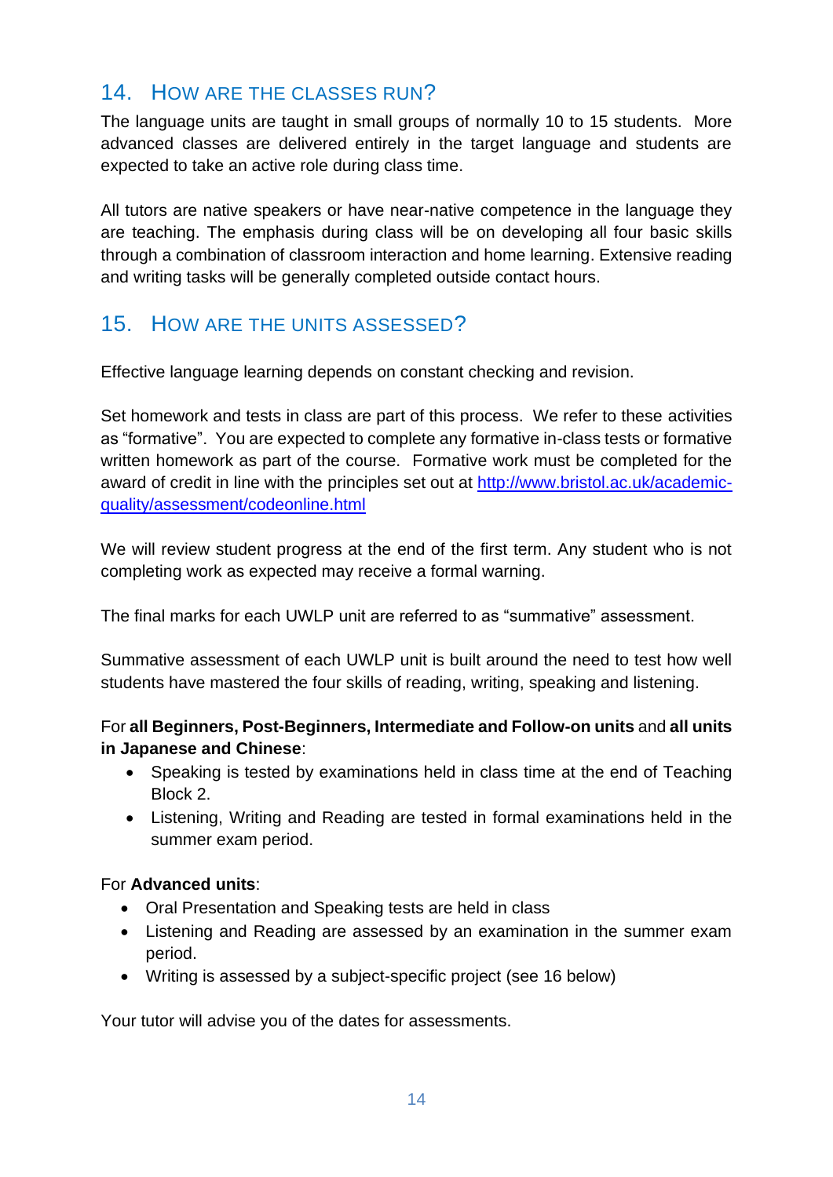## 14. How are the classes run?

The language units are taught in small groups of normally 10 to 15 students. More advanced classes are delivered entirely in the target language and students are expected to take an active role during class time.

All tutors are native speakers or have near-native competence in the language they are teaching. The emphasis during class will be on developing all four basic skills through a combination of classroom interaction and home learning. Extensive reading and writing tasks will be generally completed outside contact hours.

## 15. How are the units assessed?

Effective language learning depends on constant checking and revision.

Set homework and tests in class are part of this process. We refer to these activities as "formative". You are expected to complete any formative in-class tests or formative written homework as part of the course. Formative work must be completed for the award of credit in line with the principles set out at [http://www.bristol.ac.uk/academic-quality/assessment/codeonline.html](http://www.bristol.ac.uk/academic-quality/assessment/codeonline.html)

We will review student progress at the end of the first term. Any student who is not completing work as expected may receive a formal warning.

The final marks for each UWLP unit are referred to as "summative" assessment.

Summative assessment of each UWLP unit is built around the need to test how well students have mastered the four skills of reading, writing, speaking and listening.

For **all Beginners, Post-Beginners, Intermediate and Follow-on units** and **all units in Japanese and Chinese**:

- Speaking is tested by examinations held in class time at the end of Teaching Block 2.
- Listening, Writing and Reading are tested in formal examinations held in the summer exam period.

For **Advanced units**:

- Oral Presentation and Speaking tests are held in class
- Listening and Reading are assessed by an examination in the summer exam period.
- Writing is assessed by a subject-specific project (see 16 below)

Your tutor will advise you of the dates for assessments.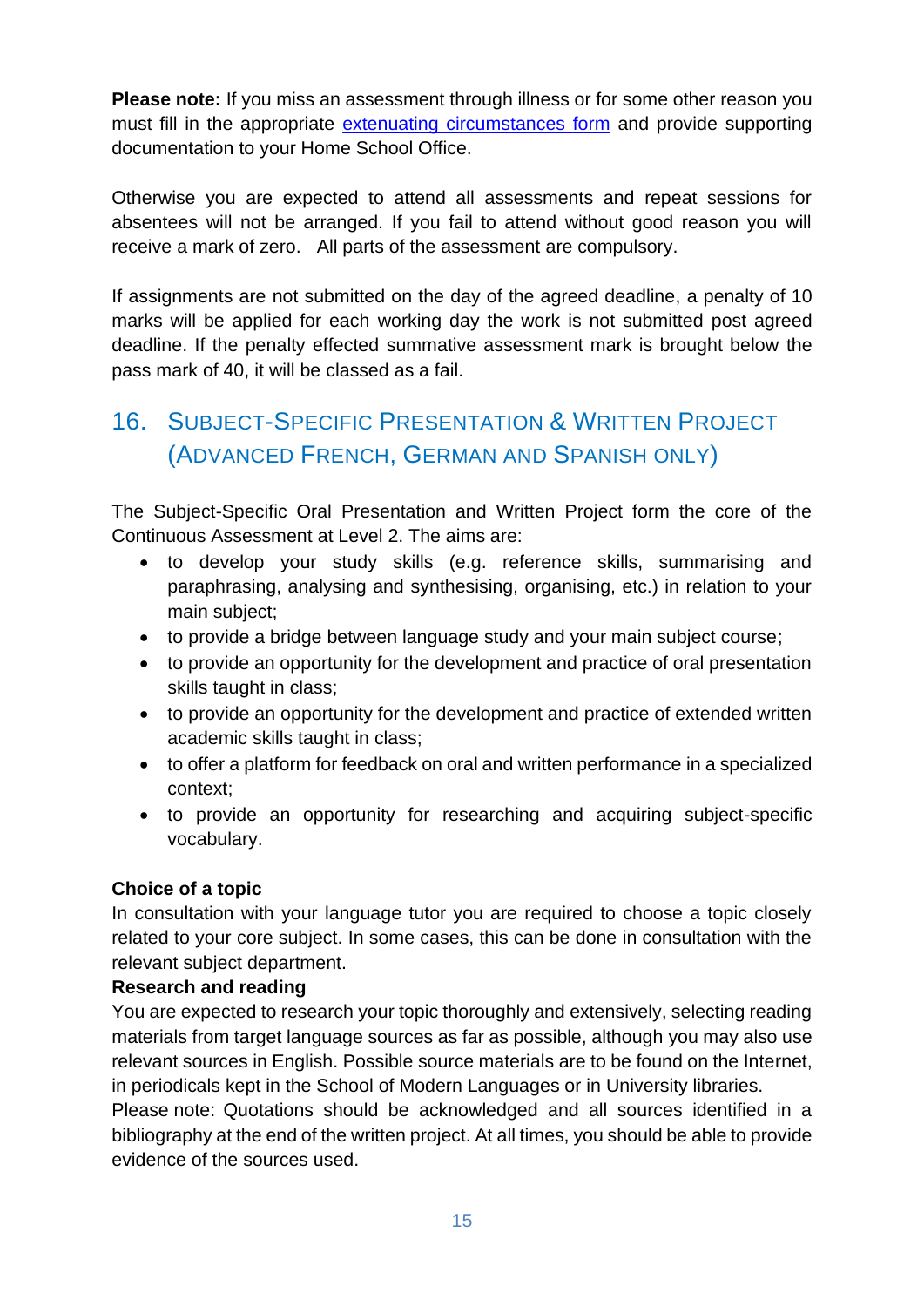**Please note:** If you miss an assessment through illness or for some other reason you must fill in the appropriate extenuating circumstances form and provide supporting documentation to your Home School Office.

Otherwise you are expected to attend all assessments and repeat sessions for absentees will not be arranged. If you fail to attend without good reason you will receive a mark of zero. All parts of the assessment are compulsory.

If assignments are not submitted on the day of the agreed deadline, a penalty of 10 marks will be applied for each working day the work is not submitted post agreed deadline. If the penalty effected summative assessment mark is brought below the pass mark of 40, it will be classed as a fail.

## 16. Subject-Specific Presentation & Written Project (Advanced French, German and Spanish only)

The Subject-Specific Oral Presentation and Written Project form the core of the Continuous Assessment at Level 2. The aims are:

- to develop your study skills (e.g. reference skills, summarising and paraphrasing, analysing and synthesising, organising, etc.) in relation to your main subject;
- to provide a bridge between language study and your main subject course;
- to provide an opportunity for the development and practice of oral presentation skills taught in class;
- to provide an opportunity for the development and practice of extended written academic skills taught in class;
- to offer a platform for feedback on oral and written performance in a specialized context;
- to provide an opportunity for researching and acquiring subject-specific vocabulary.

**Choice of a topic**
In consultation with your language tutor you are required to choose a topic closely related to your core subject. In some cases, this can be done in consultation with the relevant subject department.

**Research and reading**
You are expected to research your topic thoroughly and extensively, selecting reading materials from target language sources as far as possible, although you may also use relevant sources in English. Possible source materials are to be found on the Internet, in periodicals kept in the School of Modern Languages or in University libraries.
Please note: Quotations should be acknowledged and all sources identified in a bibliography at the end of the written project. At all times, you should be able to provide evidence of the sources used.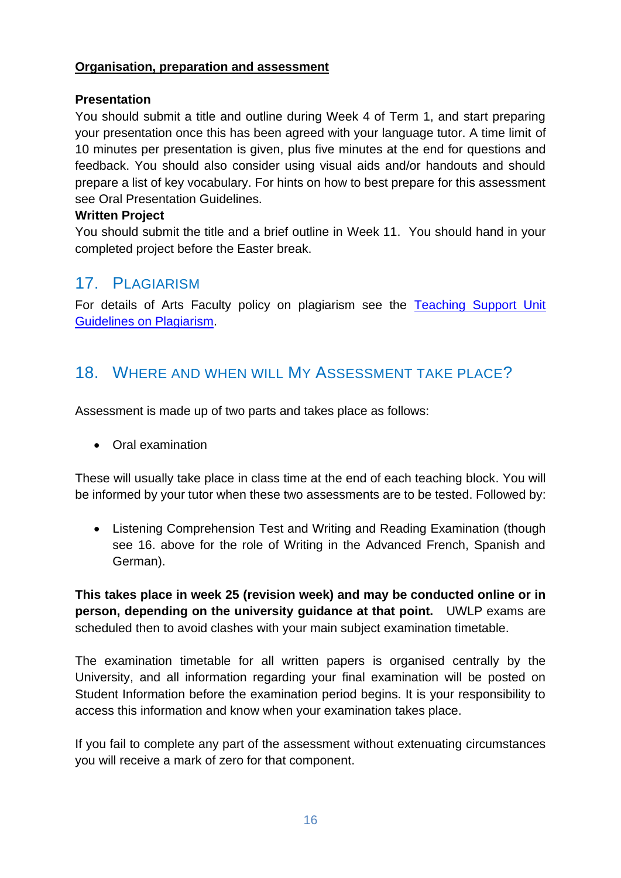**Organisation, preparation and assessment**

**Presentation**
You should submit a title and outline during Week 4 of Term 1, and start preparing your presentation once this has been agreed with your language tutor. A time limit of 10 minutes per presentation is given, plus five minutes at the end for questions and feedback. You should also consider using visual aids and/or handouts and should prepare a list of key vocabulary. For hints on how to best prepare for this assessment see Oral Presentation Guidelines.

**Written Project**
You should submit the title and a brief outline in Week 11. You should hand in your completed project before the Easter break.

## 17. Plagiarism

For details of Arts Faculty policy on plagiarism see the [Teaching Support Unit Guidelines on Plagiarism](#).

## 18. Where and when will My Assessment take place?

Assessment is made up of two parts and takes place as follows:

- Oral examination

These will usually take place in class time at the end of each teaching block. You will be informed by your tutor when these two assessments are to be tested. Followed by:

- Listening Comprehension Test and Writing and Reading Examination (though see 16. above for the role of Writing in the Advanced French, Spanish and German).

**This takes place in week 25 (revision week) and may be conducted online or in person, depending on the university guidance at that point.** UWLP exams are scheduled then to avoid clashes with your main subject examination timetable.

The examination timetable for all written papers is organised centrally by the University, and all information regarding your final examination will be posted on Student Information before the examination period begins. It is your responsibility to access this information and know when your examination takes place.

If you fail to complete any part of the assessment without extenuating circumstances you will receive a mark of zero for that component.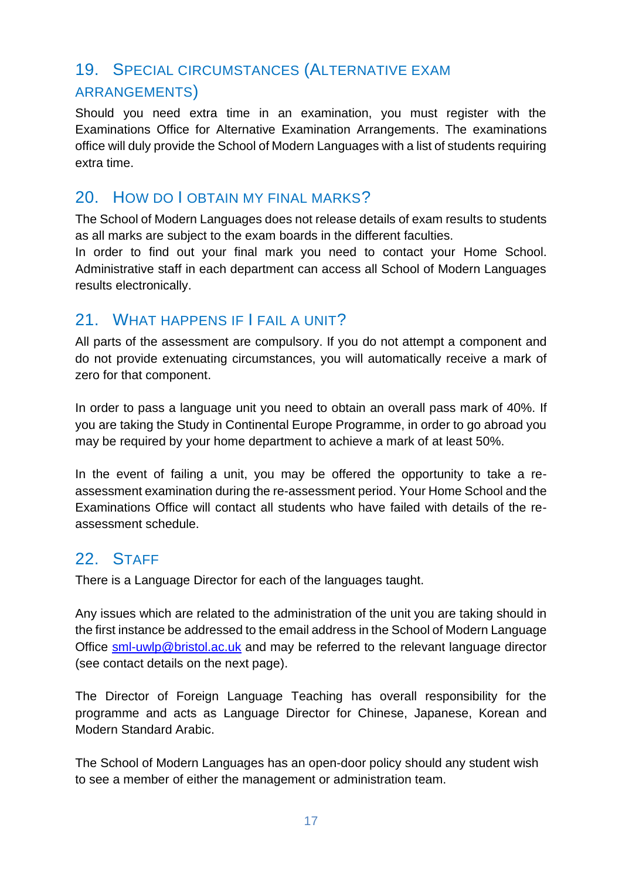## 19. Special circumstances (Alternative exam arrangements)

Should you need extra time in an examination, you must register with the Examinations Office for Alternative Examination Arrangements. The examinations office will duly provide the School of Modern Languages with a list of students requiring extra time.

## 20. How do I obtain my final marks?

The School of Modern Languages does not release details of exam results to students as all marks are subject to the exam boards in the different faculties.
In order to find out your final mark you need to contact your Home School. Administrative staff in each department can access all School of Modern Languages results electronically.

## 21. What happens if I fail a unit?

All parts of the assessment are compulsory. If you do not attempt a component and do not provide extenuating circumstances, you will automatically receive a mark of zero for that component.

In order to pass a language unit you need to obtain an overall pass mark of 40%. If you are taking the Study in Continental Europe Programme, in order to go abroad you may be required by your home department to achieve a mark of at least 50%.

In the event of failing a unit, you may be offered the opportunity to take a re-assessment examination during the re-assessment period. Your Home School and the Examinations Office will contact all students who have failed with details of the re-assessment schedule.

## 22. Staff

There is a Language Director for each of the languages taught.

Any issues which are related to the administration of the unit you are taking should in the first instance be addressed to the email address in the School of Modern Language Office [sml-uwlp@bristol.ac.uk](mailto:sml-uwlp@bristol.ac.uk) and may be referred to the relevant language director (see contact details on the next page).

The Director of Foreign Language Teaching has overall responsibility for the programme and acts as Language Director for Chinese, Japanese, Korean and Modern Standard Arabic.

The School of Modern Languages has an open-door policy should any student wish to see a member of either the management or administration team.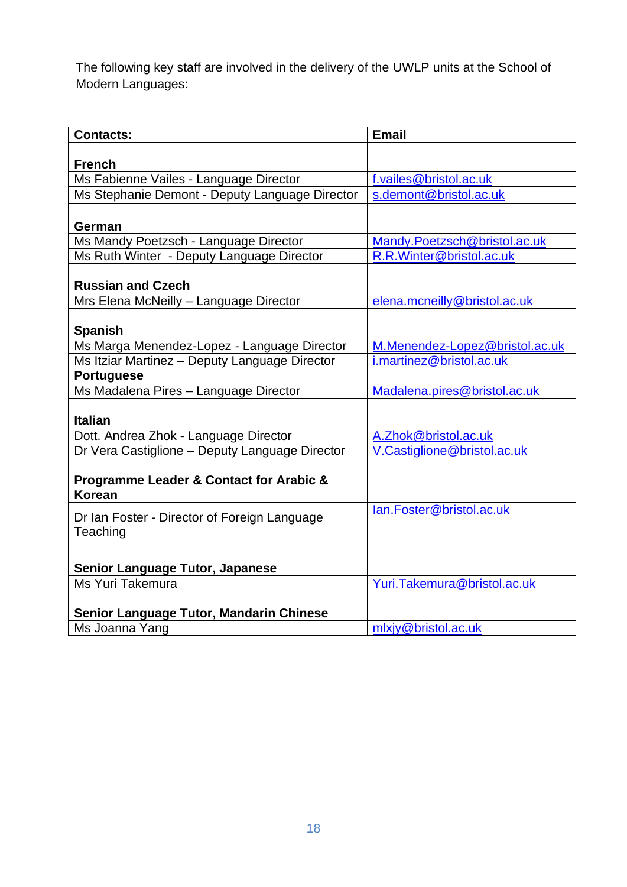The following key staff are involved in the delivery of the UWLP units at the School of Modern Languages:

| Contacts: | Email |
|---|---|
| **French** | |
| Ms Fabienne Vailes - Language Director | f.vailes@bristol.ac.uk |
| Ms Stephanie Demont - Deputy Language Director | s.demont@bristol.ac.uk |
| **German** | |
| Ms Mandy Poetzsch - Language Director | Mandy.Poetzsch@bristol.ac.uk |
| Ms Ruth Winter - Deputy Language Director | R.R.Winter@bristol.ac.uk |
| **Russian and Czech** | |
| Mrs Elena McNeilly – Language Director | elena.mcneilly@bristol.ac.uk |
| **Spanish** | |
| Ms Marga Menendez-Lopez - Language Director | M.Menendez-Lopez@bristol.ac.uk |
| Ms Itziar Martinez – Deputy Language Director | i.martinez@bristol.ac.uk |
| **Portuguese** | |
| Ms Madalena Pires – Language Director | Madalena.pires@bristol.ac.uk |
| **Italian** | |
| Dott. Andrea Zhok - Language Director | A.Zhok@bristol.ac.uk |
| Dr Vera Castiglione – Deputy Language Director | V.Castiglione@bristol.ac.uk |
| **Programme Leader & Contact for Arabic & Korean** | |
| Dr Ian Foster - Director of Foreign Language Teaching | Ian.Foster@bristol.ac.uk |
| **Senior Language Tutor, Japanese** | |
| Ms Yuri Takemura | Yuri.Takemura@bristol.ac.uk |
| **Senior Language Tutor, Mandarin Chinese** | |
| Ms Joanna Yang | mlxjy@bristol.ac.uk |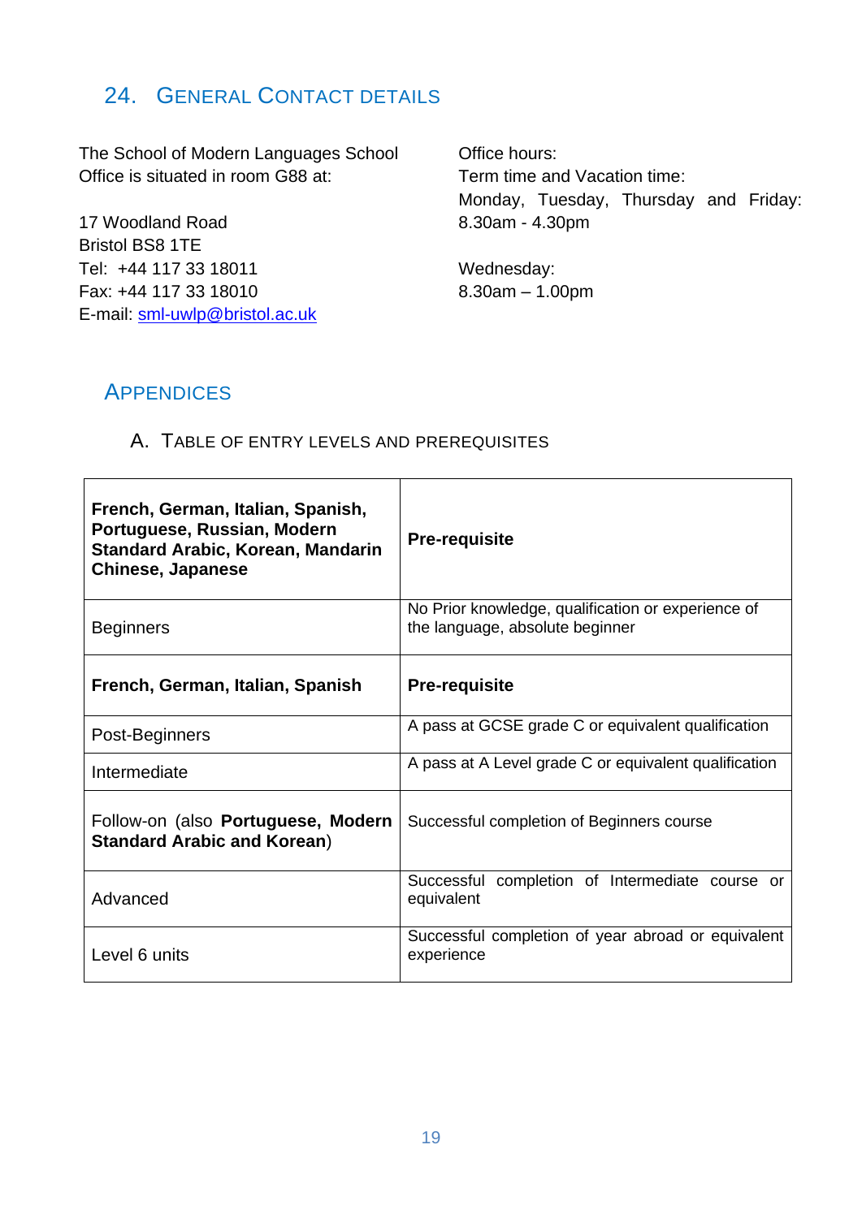## 24. General Contact Details

The School of Modern Languages School Office is situated in room G88 at:

17 Woodland Road
Bristol BS8 1TE
Tel: +44 117 33 18011
Fax: +44 117 33 18010
E-mail: sml-uwlp@bristol.ac.uk

Office hours:
Term time and Vacation time:
Monday, Tuesday, Thursday and Friday: 8.30am - 4.30pm

Wednesday:
8.30am – 1.00pm

## Appendices

### A. Table of entry levels and prerequisites

| **French, German, Italian, Spanish, Portuguese, Russian, Modern Standard Arabic, Korean, Mandarin Chinese, Japanese** | **Pre-requisite** |
|---|---|
| Beginners | No Prior knowledge, qualification or experience of the language, absolute beginner |
| **French, German, Italian, Spanish** | **Pre-requisite** |
| Post-Beginners | A pass at GCSE grade C or equivalent qualification |
| Intermediate | A pass at A Level grade C or equivalent qualification |
| Follow-on (also **Portuguese, Modern Standard Arabic and Korean**) | Successful completion of Beginners course |
| Advanced | Successful completion of Intermediate course or equivalent |
| Level 6 units | Successful completion of year abroad or equivalent experience |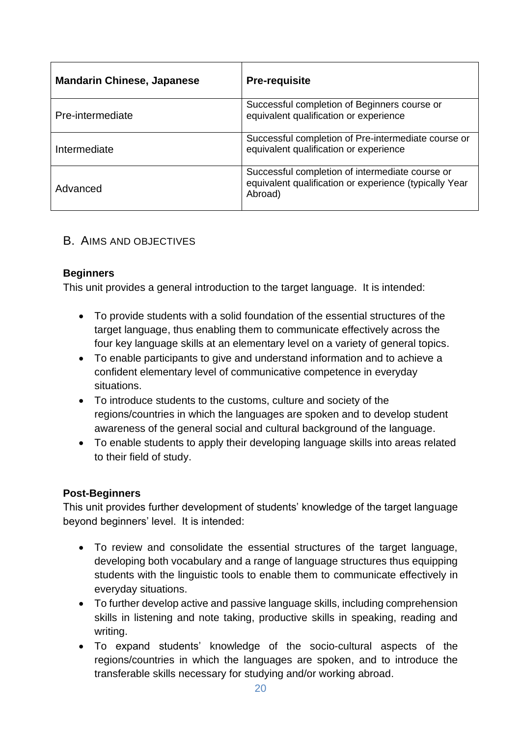| Mandarin Chinese, Japanese | Pre-requisite |
|---|---|
| Pre-intermediate | Successful completion of Beginners course or equivalent qualification or experience |
| Intermediate | Successful completion of Pre-intermediate course or equivalent qualification or experience |
| Advanced | Successful completion of intermediate course or equivalent qualification or experience (typically Year Abroad) |

## B. Aims and Objectives

**Beginners**

This unit provides a general introduction to the target language. It is intended:

- To provide students with a solid foundation of the essential structures of the target language, thus enabling them to communicate effectively across the four key language skills at an elementary level on a variety of general topics.
- To enable participants to give and understand information and to achieve a confident elementary level of communicative competence in everyday situations.
- To introduce students to the customs, culture and society of the regions/countries in which the languages are spoken and to develop student awareness of the general social and cultural background of the language.
- To enable students to apply their developing language skills into areas related to their field of study.

**Post-Beginners**

This unit provides further development of students' knowledge of the target language beyond beginners' level. It is intended:

- To review and consolidate the essential structures of the target language, developing both vocabulary and a range of language structures thus equipping students with the linguistic tools to enable them to communicate effectively in everyday situations.
- To further develop active and passive language skills, including comprehension skills in listening and note taking, productive skills in speaking, reading and writing.
- To expand students' knowledge of the socio-cultural aspects of the regions/countries in which the languages are spoken, and to introduce the transferable skills necessary for studying and/or working abroad.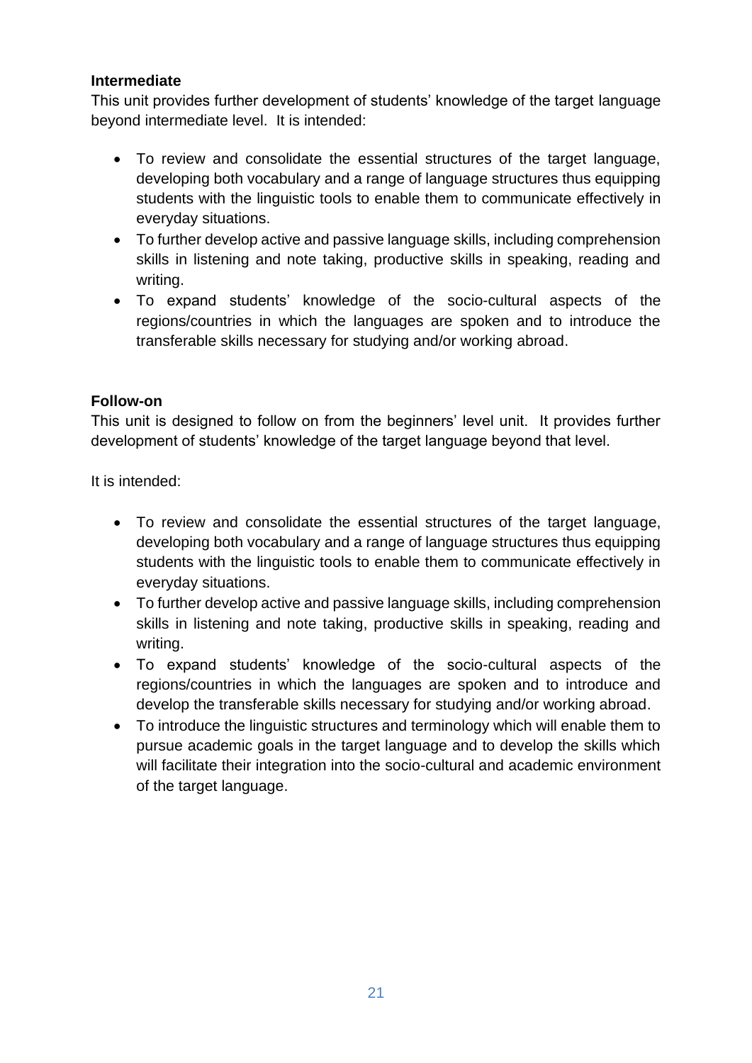**Intermediate**

This unit provides further development of students' knowledge of the target language beyond intermediate level. It is intended:

- To review and consolidate the essential structures of the target language, developing both vocabulary and a range of language structures thus equipping students with the linguistic tools to enable them to communicate effectively in everyday situations.
- To further develop active and passive language skills, including comprehension skills in listening and note taking, productive skills in speaking, reading and writing.
- To expand students' knowledge of the socio-cultural aspects of the regions/countries in which the languages are spoken and to introduce the transferable skills necessary for studying and/or working abroad.

**Follow-on**

This unit is designed to follow on from the beginners' level unit. It provides further development of students' knowledge of the target language beyond that level.

It is intended:

- To review and consolidate the essential structures of the target language, developing both vocabulary and a range of language structures thus equipping students with the linguistic tools to enable them to communicate effectively in everyday situations.
- To further develop active and passive language skills, including comprehension skills in listening and note taking, productive skills in speaking, reading and writing.
- To expand students' knowledge of the socio-cultural aspects of the regions/countries in which the languages are spoken and to introduce and develop the transferable skills necessary for studying and/or working abroad.
- To introduce the linguistic structures and terminology which will enable them to pursue academic goals in the target language and to develop the skills which will facilitate their integration into the socio-cultural and academic environment of the target language.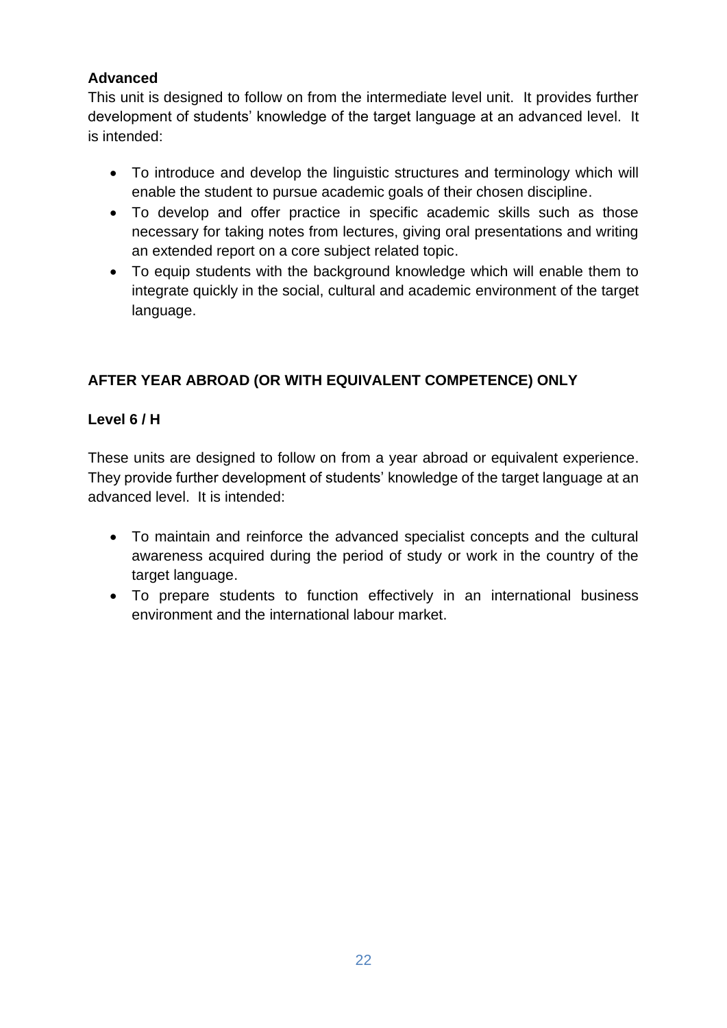**Advanced**

This unit is designed to follow on from the intermediate level unit. It provides further development of students' knowledge of the target language at an advanced level. It is intended:

- To introduce and develop the linguistic structures and terminology which will enable the student to pursue academic goals of their chosen discipline.
- To develop and offer practice in specific academic skills such as those necessary for taking notes from lectures, giving oral presentations and writing an extended report on a core subject related topic.
- To equip students with the background knowledge which will enable them to integrate quickly in the social, cultural and academic environment of the target language.

**AFTER YEAR ABROAD (OR WITH EQUIVALENT COMPETENCE) ONLY**

**Level 6 / H**

These units are designed to follow on from a year abroad or equivalent experience. They provide further development of students' knowledge of the target language at an advanced level. It is intended:

- To maintain and reinforce the advanced specialist concepts and the cultural awareness acquired during the period of study or work in the country of the target language.
- To prepare students to function effectively in an international business environment and the international labour market.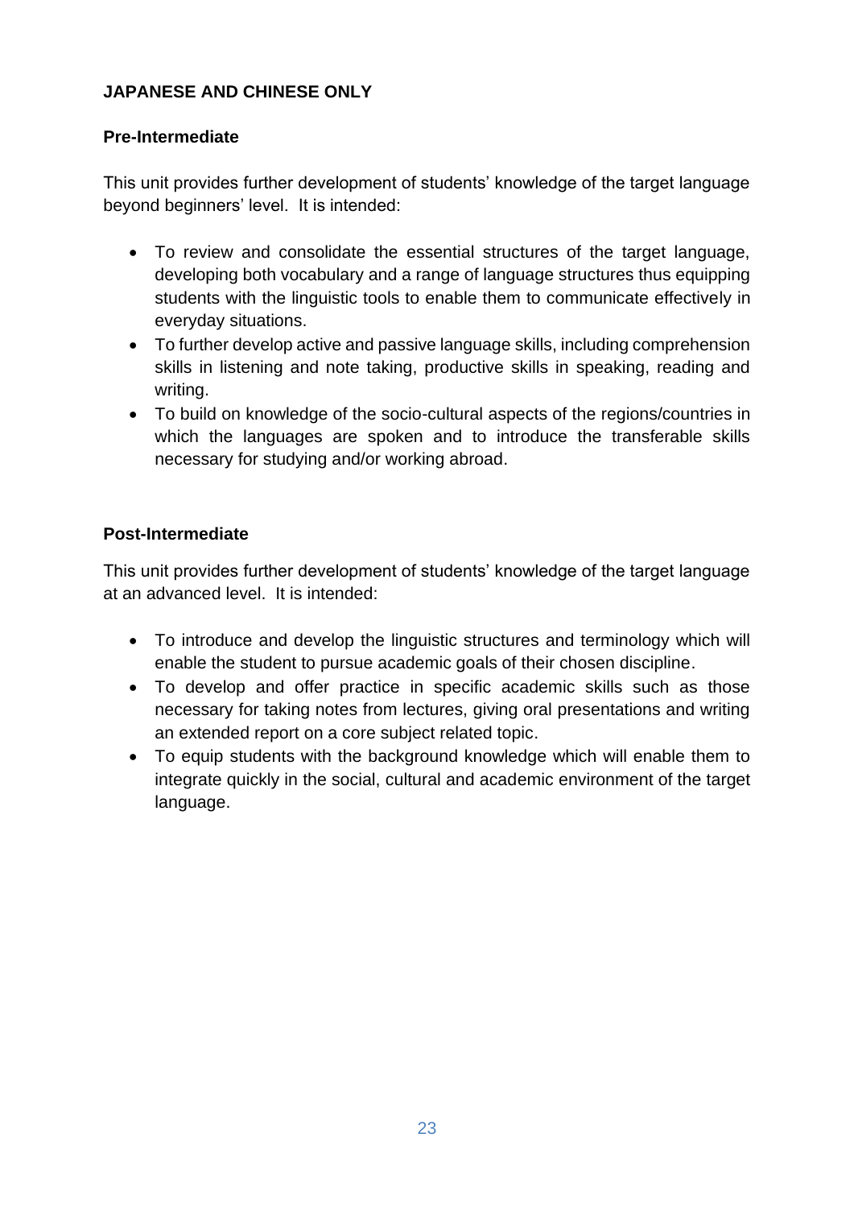**JAPANESE AND CHINESE ONLY**

**Pre-Intermediate**

This unit provides further development of students' knowledge of the target language beyond beginners' level. It is intended:

- To review and consolidate the essential structures of the target language, developing both vocabulary and a range of language structures thus equipping students with the linguistic tools to enable them to communicate effectively in everyday situations.
- To further develop active and passive language skills, including comprehension skills in listening and note taking, productive skills in speaking, reading and writing.
- To build on knowledge of the socio-cultural aspects of the regions/countries in which the languages are spoken and to introduce the transferable skills necessary for studying and/or working abroad.

**Post-Intermediate**

This unit provides further development of students' knowledge of the target language at an advanced level. It is intended:

- To introduce and develop the linguistic structures and terminology which will enable the student to pursue academic goals of their chosen discipline.
- To develop and offer practice in specific academic skills such as those necessary for taking notes from lectures, giving oral presentations and writing an extended report on a core subject related topic.
- To equip students with the background knowledge which will enable them to integrate quickly in the social, cultural and academic environment of the target language.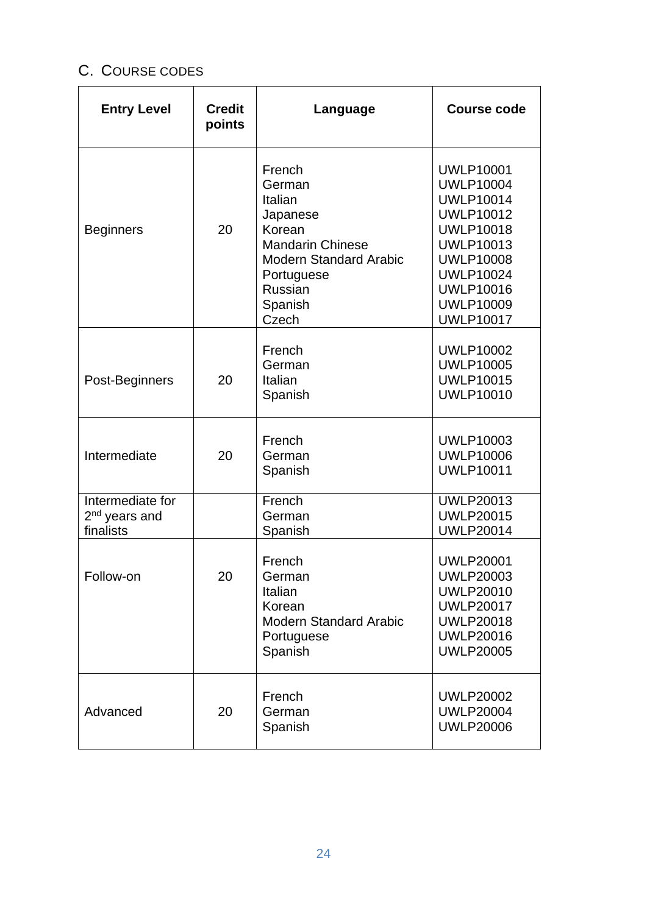## C. Course Codes

| Entry Level | Credit points | Language | Course code |
|---|---|---|---|
| Beginners | 20 | French<br>German<br>Italian<br>Japanese<br>Korean<br>Mandarin Chinese<br>Modern Standard Arabic<br>Portuguese<br>Russian<br>Spanish<br>Czech | UWLP10001<br>UWLP10004<br>UWLP10014<br>UWLP10012<br>UWLP10018<br>UWLP10013<br>UWLP10008<br>UWLP10024<br>UWLP10016<br>UWLP10009<br>UWLP10017 |
| Post-Beginners | 20 | French<br>German<br>Italian<br>Spanish | UWLP10002<br>UWLP10005<br>UWLP10015<br>UWLP10010 |
| Intermediate | 20 | French<br>German<br>Spanish | UWLP10003<br>UWLP10006<br>UWLP10011 |
| Intermediate for 2nd years and finalists | | French<br>German<br>Spanish | UWLP20013<br>UWLP20015<br>UWLP20014 |
| Follow-on | 20 | French<br>German<br>Italian<br>Korean<br>Modern Standard Arabic<br>Portuguese<br>Spanish | UWLP20001<br>UWLP20003<br>UWLP20010<br>UWLP20017<br>UWLP20018<br>UWLP20016<br>UWLP20005 |
| Advanced | 20 | French<br>German<br>Spanish | UWLP20002<br>UWLP20004<br>UWLP20006 |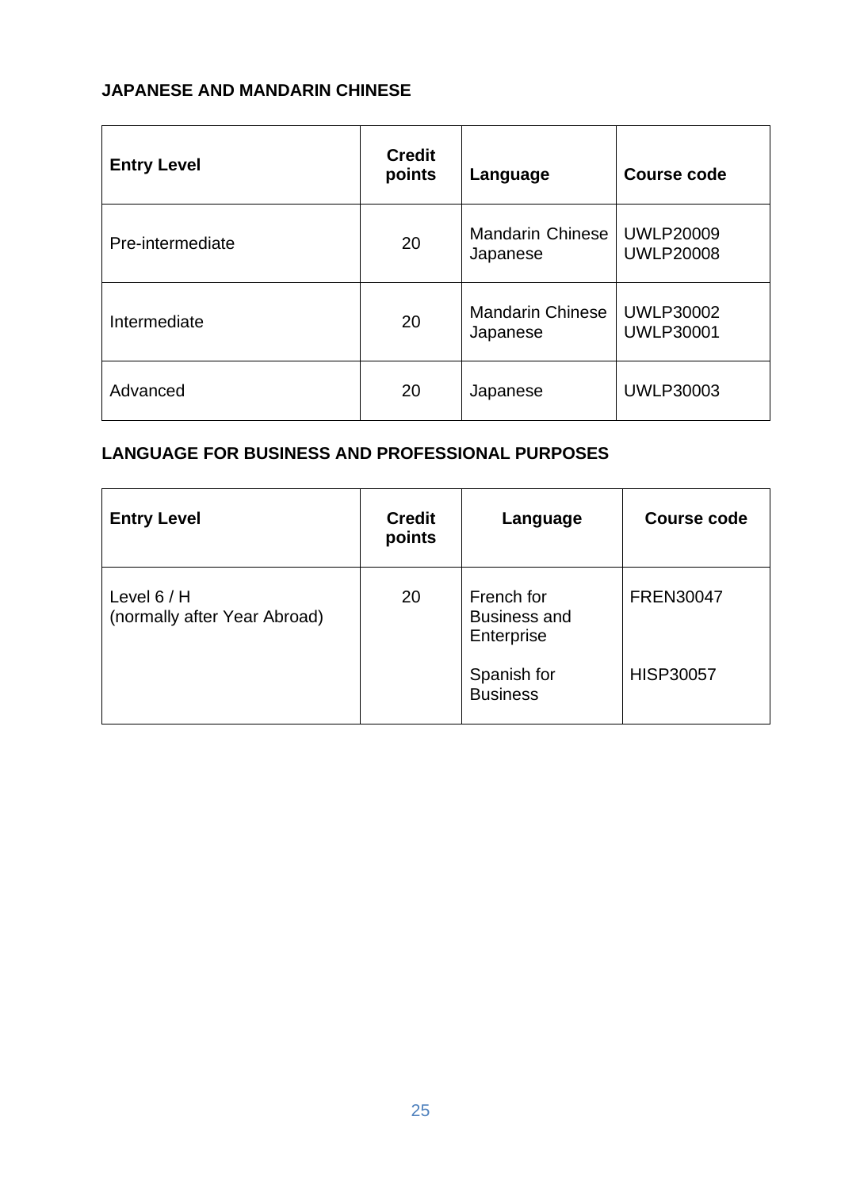**JAPANESE AND MANDARIN CHINESE**

| Entry Level | Credit points | Language | Course code |
| --- | --- | --- | --- |
| Pre-intermediate | 20 | Mandarin Chinese<br>Japanese | UWLP20009<br>UWLP20008 |
| Intermediate | 20 | Mandarin Chinese<br>Japanese | UWLP30002<br>UWLP30001 |
| Advanced | 20 | Japanese | UWLP30003 |

**LANGUAGE FOR BUSINESS AND PROFESSIONAL PURPOSES**

| Entry Level | Credit points | Language | Course code |
| --- | --- | --- | --- |
| Level 6 / H<br>(normally after Year Abroad) | 20 | French for Business and Enterprise<br><br>Spanish for Business | FREN30047<br><br>HISP30057 |